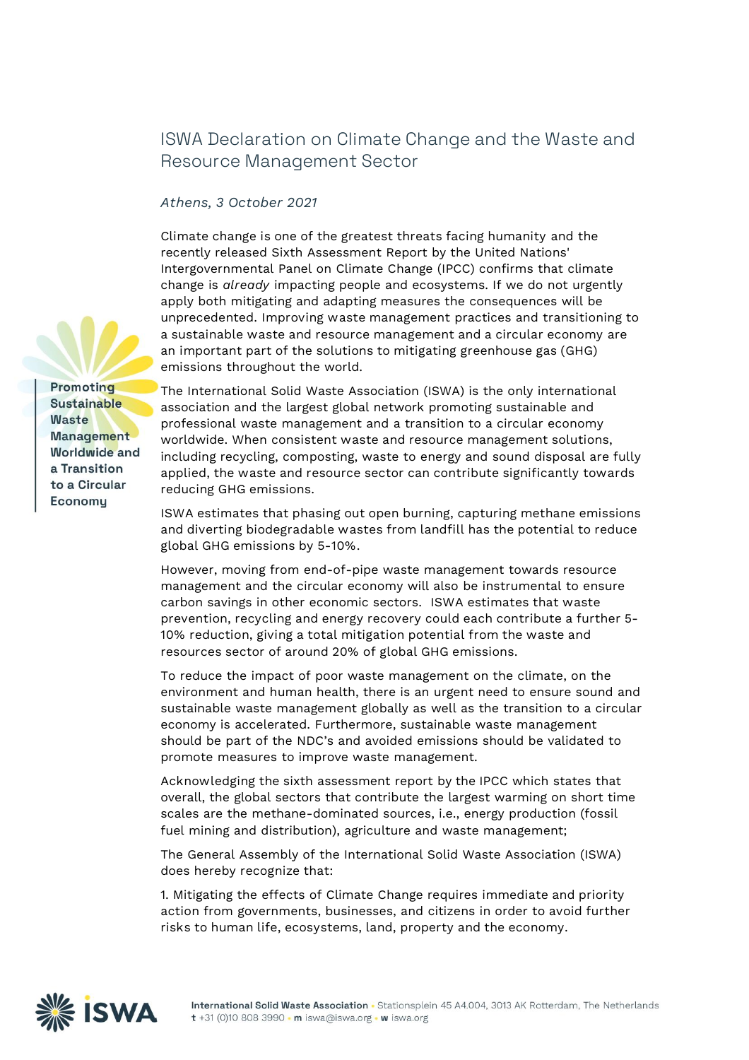# ISWA Declaration on Climate Change and the Waste and Resource Management Sector

*Athens, 3 October 2021*

**Promoting Sustainable Waste Management Worldwide and a Transition to a Circular Economy**

Climate change is one of the greatest threats facing humanity and the recently released Sixth Assessment Report by the United Nations' Intergovernmental Panel on Climate Change (IPCC) confirms that climate change is *already* impacting people and ecosystems. If we do not urgently apply both mitigating and adapting measures the consequences will be unprecedented. Improving waste management practices and transitioning to a sustainable waste and resource management and a circular economy are an important part of the solutions to mitigating greenhouse gas (GHG) emissions throughout the world.

The International Solid Waste Association (ISWA) is the only international association and the largest global network promoting sustainable and professional waste management and a transition to a circular economy worldwide. When consistent waste and resource management solutions, including recycling, composting, waste to energy and sound disposal are fully applied, the waste and resource sector can contribute significantly towards reducing GHG emissions.

ISWA estimates that phasing out open burning, capturing methane emissions and diverting biodegradable wastes from landfill has the potential to reduce global GHG emissions by 5-10%.

However, moving from end-of-pipe waste management towards resource management and the circular economy will also be instrumental to ensure carbon savings in other economic sectors. ISWA estimates that waste prevention, recycling and energy recovery could each contribute a further 5-10% reduction, giving a total mitigation potential from the waste and resources sector of around 20% of global GHG emissions.

To reduce the impact of poor waste management on the climate, on the environment and human health, there is an urgent need to ensure sound and sustainable waste management globally as well as the transition to a circular economy is accelerated. Furthermore, sustainable waste management should be part of the NDC's and avoided emissions should be validated to promote measures to improve waste management.

Acknowledging the sixth assessment report by the IPCC which states that overall, the global sectors that contribute the largest warming on short time scales are the methane-dominated sources, i.e., energy production (fossil fuel mining and distribution), agriculture and waste management;

The General Assembly of the International Solid Waste Association (ISWA) does hereby recognize that:

1. Mitigating the effects of Climate Change requires immediate and priority action from governments, businesses, and citizens in order to avoid further risks to human life, ecosystems, land, property and the economy.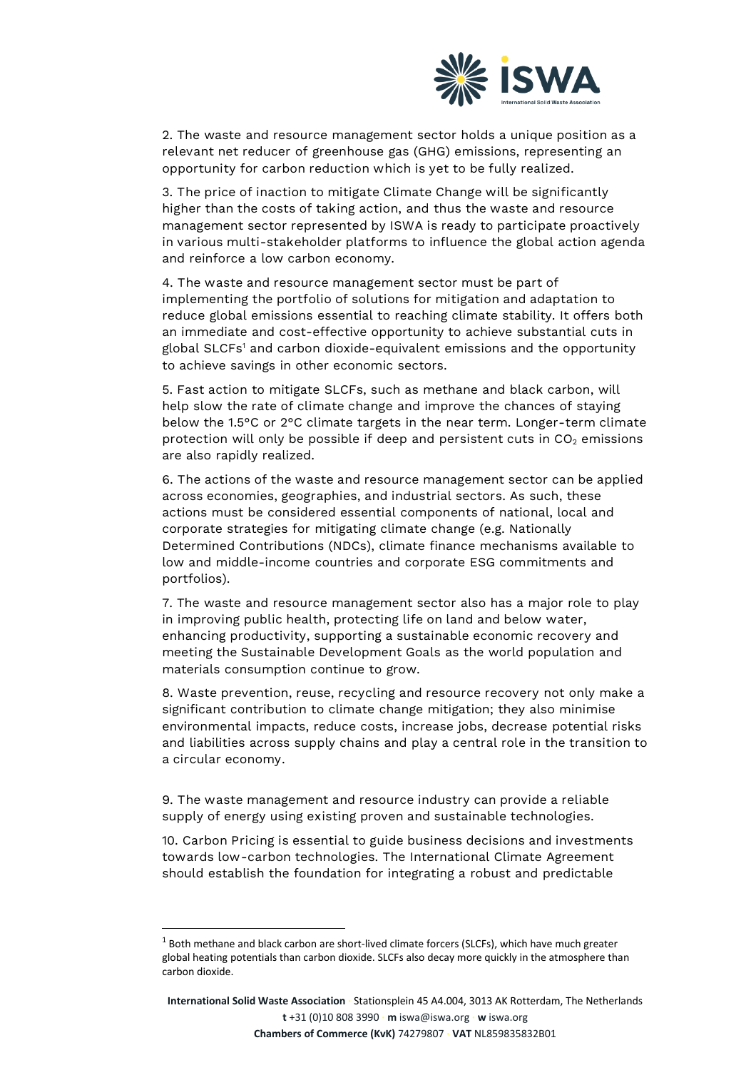2. The waste and resource management sector holds a unique position as a relevant net reducer of greenhouse gas (GHG) emissions, representing an opportunity for carbon reduction which is yet to be fully realized.

3. The price of inaction to mitigate Climate Change will be significantly higher than the costs of taking action, and thus the waste and resource management sector represented by ISWA is ready to participate proactively in various multi-stakeholder platforms to influence the global action agenda and reinforce a low carbon economy.

4. The waste and resource management sector must be part of implementing the portfolio of solutions for mitigation and adaptation to reduce global emissions essential to reaching climate stability. It offers both an immediate and cost-effective opportunity to achieve substantial cuts in global SLCFs[1] and carbon dioxide-equivalent emissions and the opportunity to achieve savings in other economic sectors.

5. Fast action to mitigate SLCFs, such as methane and black carbon, will help slow the rate of climate change and improve the chances of staying below the 1.5°C or 2°C climate targets in the near term. Longer-term climate protection will only be possible if deep and persistent cuts in $CO_2$ emissions are also rapidly realized.

6. The actions of the waste and resource management sector can be applied across economies, geographies, and industrial sectors. As such, these actions must be considered essential components of national, local and corporate strategies for mitigating climate change (e.g. Nationally Determined Contributions (NDCs), climate finance mechanisms available to low and middle-income countries and corporate ESG commitments and portfolios).

7. The waste and resource management sector also has a major role to play in improving public health, protecting life on land and below water, enhancing productivity, supporting a sustainable economic recovery and meeting the Sustainable Development Goals as the world population and materials consumption continue to grow.

8. Waste prevention, reuse, recycling and resource recovery not only make a significant contribution to climate change mitigation; they also minimise environmental impacts, reduce costs, increase jobs, decrease potential risks and liabilities across supply chains and play a central role in the transition to a circular economy.

9. The waste management and resource industry can provide a reliable supply of energy using existing proven and sustainable technologies.

10. Carbon Pricing is essential to guide business decisions and investments towards low-carbon technologies. The International Climate Agreement should establish the foundation for integrating a robust and predictable

[1] Both methane and black carbon are short-lived climate forcers (SLCFs), which have much greater global heating potentials than carbon dioxide. SLCFs also decay more quickly in the atmosphere than carbon dioxide.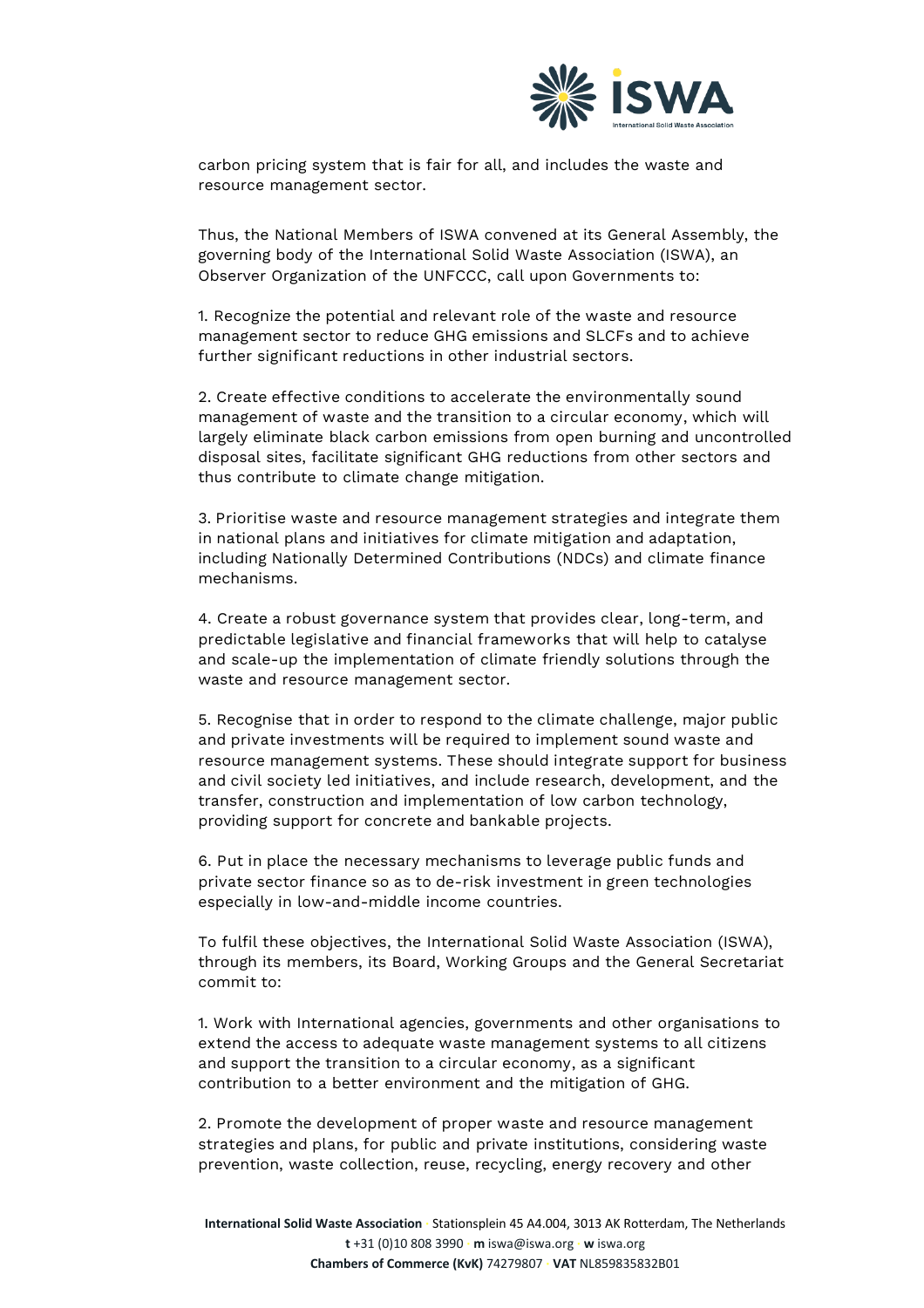carbon pricing system that is fair for all, and includes the waste and resource management sector.

Thus, the National Members of ISWA convened at its General Assembly, the governing body of the International Solid Waste Association (ISWA), an Observer Organization of the UNFCCC, call upon Governments to:

1. Recognize the potential and relevant role of the waste and resource management sector to reduce GHG emissions and SLCFs and to achieve further significant reductions in other industrial sectors.

2. Create effective conditions to accelerate the environmentally sound management of waste and the transition to a circular economy, which will largely eliminate black carbon emissions from open burning and uncontrolled disposal sites, facilitate significant GHG reductions from other sectors and thus contribute to climate change mitigation.

3. Prioritise waste and resource management strategies and integrate them in national plans and initiatives for climate mitigation and adaptation, including Nationally Determined Contributions (NDCs) and climate finance mechanisms.

4. Create a robust governance system that provides clear, long-term, and predictable legislative and financial frameworks that will help to catalyse and scale-up the implementation of climate friendly solutions through the waste and resource management sector.

5. Recognise that in order to respond to the climate challenge, major public and private investments will be required to implement sound waste and resource management systems. These should integrate support for business and civil society led initiatives, and include research, development, and the transfer, construction and implementation of low carbon technology, providing support for concrete and bankable projects.

6. Put in place the necessary mechanisms to leverage public funds and private sector finance so as to de-risk investment in green technologies especially in low-and-middle income countries.

To fulfil these objectives, the International Solid Waste Association (ISWA), through its members, its Board, Working Groups and the General Secretariat commit to:

1. Work with International agencies, governments and other organisations to extend the access to adequate waste management systems to all citizens and support the transition to a circular economy, as a significant contribution to a better environment and the mitigation of GHG.

2. Promote the development of proper waste and resource management strategies and plans, for public and private institutions, considering waste prevention, waste collection, reuse, recycling, energy recovery and other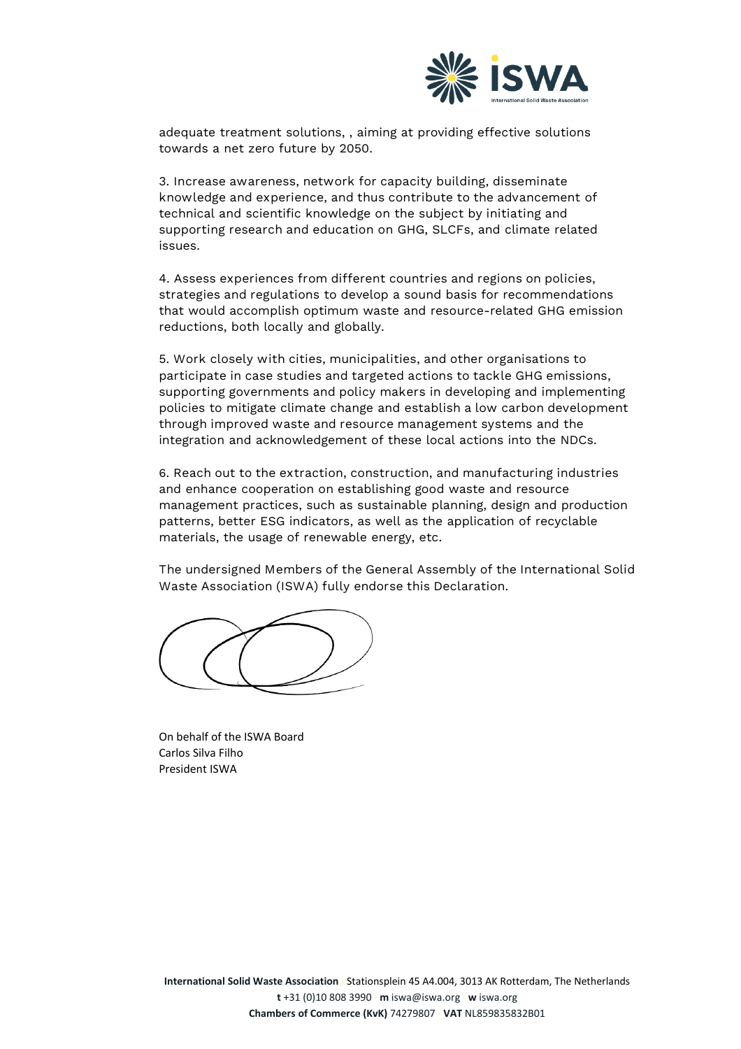adequate treatment solutions, , aiming at providing effective solutions towards a net zero future by 2050.

3. Increase awareness, network for capacity building, disseminate knowledge and experience, and thus contribute to the advancement of technical and scientific knowledge on the subject by initiating and supporting research and education on GHG, SLCFs, and climate related issues.

4. Assess experiences from different countries and regions on policies, strategies and regulations to develop a sound basis for recommendations that would accomplish optimum waste and resource-related GHG emission reductions, both locally and globally.

5. Work closely with cities, municipalities, and other organisations to participate in case studies and targeted actions to tackle GHG emissions, supporting governments and policy makers in developing and implementing policies to mitigate climate change and establish a low carbon development through improved waste and resource management systems and the integration and acknowledgement of these local actions into the NDCs.

6. Reach out to the extraction, construction, and manufacturing industries and enhance cooperation on establishing good waste and resource management practices, such as sustainable planning, design and production patterns, better ESG indicators, as well as the application of recyclable materials, the usage of renewable energy, etc.

The undersigned Members of the General Assembly of the International Solid Waste Association (ISWA) fully endorse this Declaration.

On behalf of the ISWA Board
Carlos Silva Filho
President ISWA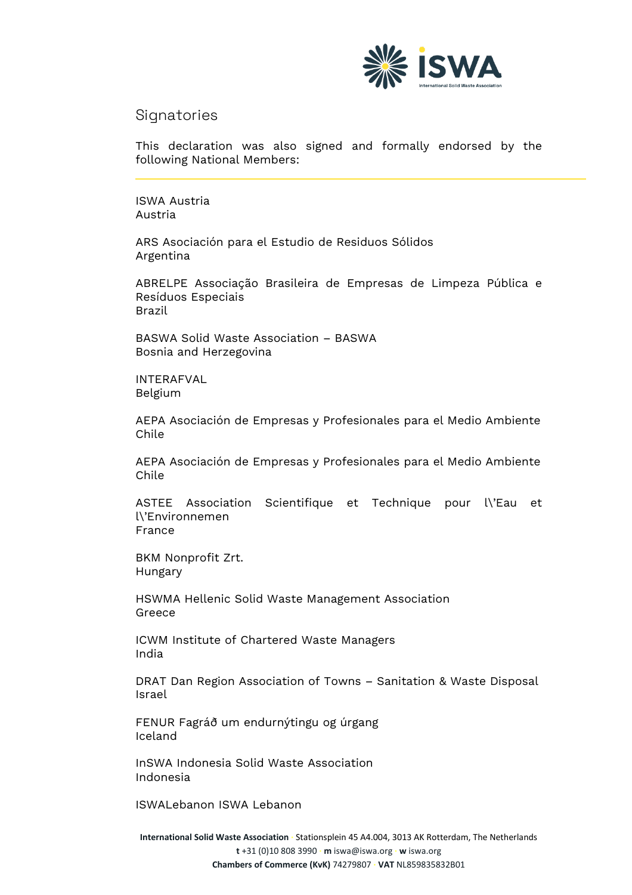## Signatories

This declaration was also signed and formally endorsed by the following National Members:

---

ISWA Austria
Austria

ARS Asociación para el Estudio de Residuos Sólidos
Argentina

ABRELPE Associação Brasileira de Empresas de Limpeza Pública e Resíduos Especiais
Brazil

BASWA Solid Waste Association – BASWA
Bosnia and Herzegovina

INTERAFVAL
Belgium

AEPA Asociación de Empresas y Profesionales para el Medio Ambiente
Chile

AEPA Asociación de Empresas y Profesionales para el Medio Ambiente
Chile

ASTEE Association Scientifique et Technique pour l\'Eau et l\'Environnemen
France

BKM Nonprofit Zrt.
Hungary

HSWMA Hellenic Solid Waste Management Association
Greece

ICWM Institute of Chartered Waste Managers
India

DRAT Dan Region Association of Towns – Sanitation & Waste Disposal
Israel

FENUR Fagráð um endurnýtingu og úrgang
Iceland

InSWA Indonesia Solid Waste Association
Indonesia

ISWALebanon ISWA Lebanon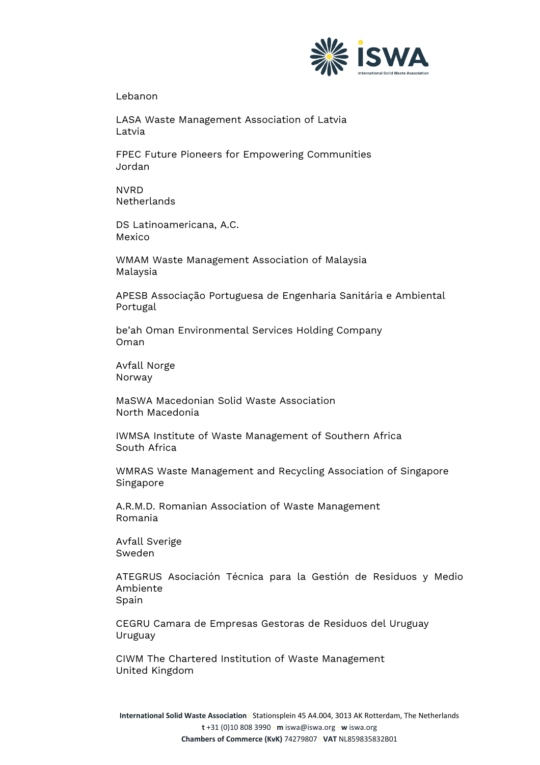Lebanon

LASA Waste Management Association of Latvia
Latvia

FPEC Future Pioneers for Empowering Communities
Jordan

NVRD
Netherlands

DS Latinoamericana, A.C.
Mexico

WMAM Waste Management Association of Malaysia
Malaysia

APESB Associação Portuguesa de Engenharia Sanitária e Ambiental
Portugal

be'ah Oman Environmental Services Holding Company
Oman

Avfall Norge
Norway

MaSWA Macedonian Solid Waste Association
North Macedonia

IWMSA Institute of Waste Management of Southern Africa
South Africa

WMRAS Waste Management and Recycling Association of Singapore
Singapore

A.R.M.D. Romanian Association of Waste Management
Romania

Avfall Sverige
Sweden

ATEGRUS Asociación Técnica para la Gestión de Residuos y Medio Ambiente
Spain

CEGRU Camara de Empresas Gestoras de Residuos del Uruguay
Uruguay

CIWM The Chartered Institution of Waste Management
United Kingdom